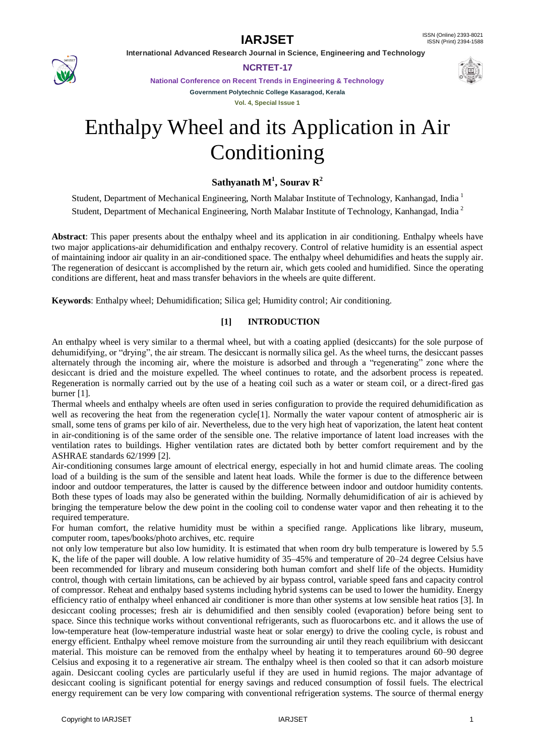# Enthalpy Wheel and its Application in Air Conditioning

**Sathyanath M[1], Sourav R[2]**

Student, Department of Mechanical Engineering, North Malabar Institute of Technology, Kanhangad, India [1]

Student, Department of Mechanical Engineering, North Malabar Institute of Technology, Kanhangad, India [2]

**Abstract**: This paper presents about the enthalpy wheel and its application in air conditioning. Enthalpy wheels have two major applications-air dehumidification and enthalpy recovery. Control of relative humidity is an essential aspect of maintaining indoor air quality in an air-conditioned space. The enthalpy wheel dehumidifies and heats the supply air. The regeneration of desiccant is accomplished by the return air, which gets cooled and humidified. Since the operating conditions are different, heat and mass transfer behaviors in the wheels are quite different.

**Keywords**: Enthalpy wheel; Dehumidification; Silica gel; Humidity control; Air conditioning.

## [1] INTRODUCTION

An enthalpy wheel is very similar to a thermal wheel, but with a coating applied (desiccants) for the sole purpose of dehumidifying, or "drying", the air stream. The desiccant is normally silica gel. As the wheel turns, the desiccant passes alternately through the incoming air, where the moisture is adsorbed and through a "regenerating" zone where the desiccant is dried and the moisture expelled. The wheel continues to rotate, and the adsorbent process is repeated. Regeneration is normally carried out by the use of a heating coil such as a water or steam coil, or a direct-fired gas burner [1].

Thermal wheels and enthalpy wheels are often used in series configuration to provide the required dehumidification as well as recovering the heat from the regeneration cycle[1]. Normally the water vapour content of atmospheric air is small, some tens of grams per kilo of air. Nevertheless, due to the very high heat of vaporization, the latent heat content in air-conditioning is of the same order of the sensible one. The relative importance of latent load increases with the ventilation rates to buildings. Higher ventilation rates are dictated both by better comfort requirement and by the ASHRAE standards 62/1999 [2].

Air-conditioning consumes large amount of electrical energy, especially in hot and humid climate areas. The cooling load of a building is the sum of the sensible and latent heat loads. While the former is due to the difference between indoor and outdoor temperatures, the latter is caused by the difference between indoor and outdoor humidity contents. Both these types of loads may also be generated within the building. Normally dehumidification of air is achieved by bringing the temperature below the dew point in the cooling coil to condense water vapor and then reheating it to the required temperature.

For human comfort, the relative humidity must be within a specified range. Applications like library, museum, computer room, tapes/books/photo archives, etc. require not only low temperature but also low humidity. It is estimated that when room dry bulb temperature is lowered by 5.5 K, the life of the paper will double. A low relative humidity of 35–45% and temperature of 20–24 degree Celsius have been recommended for library and museum considering both human comfort and shelf life of the objects. Humidity control, though with certain limitations, can be achieved by air bypass control, variable speed fans and capacity control of compressor. Reheat and enthalpy based systems including hybrid systems can be used to lower the humidity. Energy efficiency ratio of enthalpy wheel enhanced air conditioner is more than other systems at low sensible heat ratios [3]. In desiccant cooling processes; fresh air is dehumidified and then sensibly cooled (evaporation) before being sent to space. Since this technique works without conventional refrigerants, such as fluorocarbons etc. and it allows the use of low-temperature heat (low-temperature industrial waste heat or solar energy) to drive the cooling cycle, is robust and energy efficient. Enthalpy wheel remove moisture from the surrounding air until they reach equilibrium with desiccant material. This moisture can be removed from the enthalpy wheel by heating it to temperatures around 60–90 degree Celsius and exposing it to a regenerative air stream. The enthalpy wheel is then cooled so that it can adsorb moisture again. Desiccant cooling cycles are particularly useful if they are used in humid regions. The major advantage of desiccant cooling is significant potential for energy savings and reduced consumption of fossil fuels. The electrical energy requirement can be very low comparing with conventional refrigeration systems. The source of thermal energy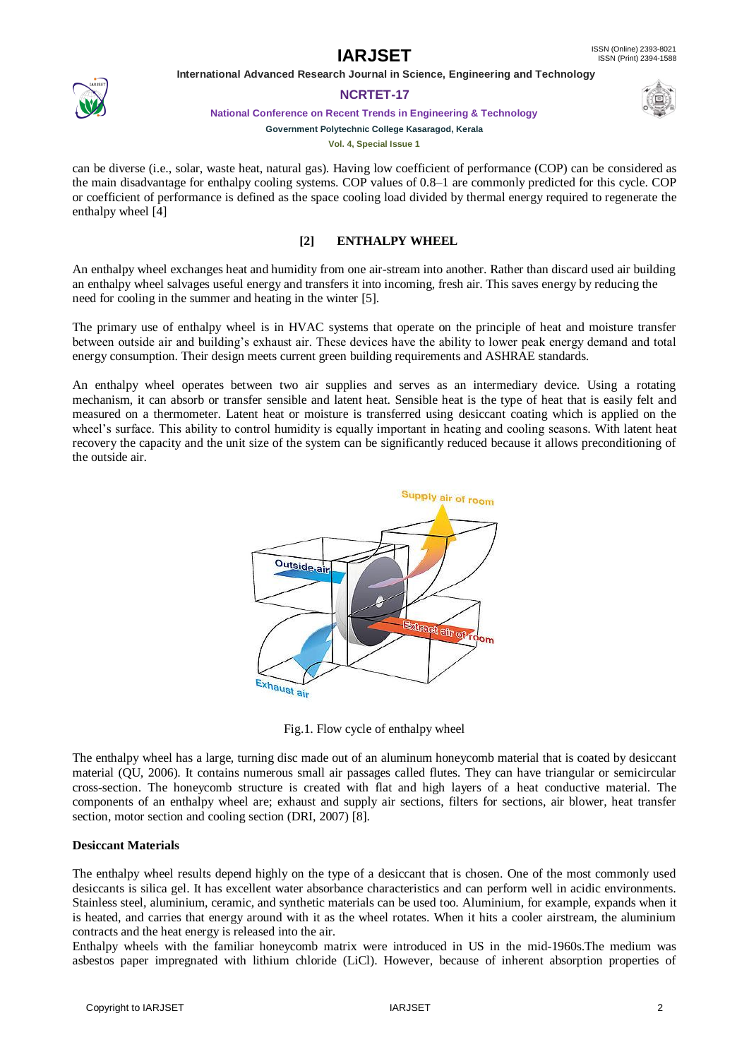can be diverse (i.e., solar, waste heat, natural gas). Having low coefficient of performance (COP) can be considered as the main disadvantage for enthalpy cooling systems. COP values of 0.8–1 are commonly predicted for this cycle. COP or coefficient of performance is defined as the space cooling load divided by thermal energy required to regenerate the enthalpy wheel [4]

## [2] ENTHALPY WHEEL

An enthalpy wheel exchanges heat and humidity from one air-stream into another. Rather than discard used air building an enthalpy wheel salvages useful energy and transfers it into incoming, fresh air. This saves energy by reducing the need for cooling in the summer and heating in the winter [5].

The primary use of enthalpy wheel is in HVAC systems that operate on the principle of heat and moisture transfer between outside air and building's exhaust air. These devices have the ability to lower peak energy demand and total energy consumption. Their design meets current green building requirements and ASHRAE standards.

An enthalpy wheel operates between two air supplies and serves as an intermediary device. Using a rotating mechanism, it can absorb or transfer sensible and latent heat. Sensible heat is the type of heat that is easily felt and measured on a thermometer. Latent heat or moisture is transferred using desiccant coating which is applied on the wheel's surface. This ability to control humidity is equally important in heating and cooling seasons. With latent heat recovery the capacity and the unit size of the system can be significantly reduced because it allows preconditioning of the outside air.

Fig.1. Flow cycle of enthalpy wheel

The enthalpy wheel has a large, turning disc made out of an aluminum honeycomb material that is coated by desiccant material (QU, 2006). It contains numerous small air passages called flutes. They can have triangular or semicircular cross-section. The honeycomb structure is created with flat and high layers of a heat conductive material. The components of an enthalpy wheel are; exhaust and supply air sections, filters for sections, air blower, heat transfer section, motor section and cooling section (DRI, 2007) [8].

### Desiccant Materials

The enthalpy wheel results depend highly on the type of a desiccant that is chosen. One of the most commonly used desiccants is silica gel. It has excellent water absorbance characteristics and can perform well in acidic environments. Stainless steel, aluminium, ceramic, and synthetic materials can be used too. Aluminium, for example, expands when it is heated, and carries that energy around with it as the wheel rotates. When it hits a cooler airstream, the aluminium contracts and the heat energy is released into the air.

Enthalpy wheels with the familiar honeycomb matrix were introduced in US in the mid-1960s.The medium was asbestos paper impregnated with lithium chloride (LiCl). However, because of inherent absorption properties of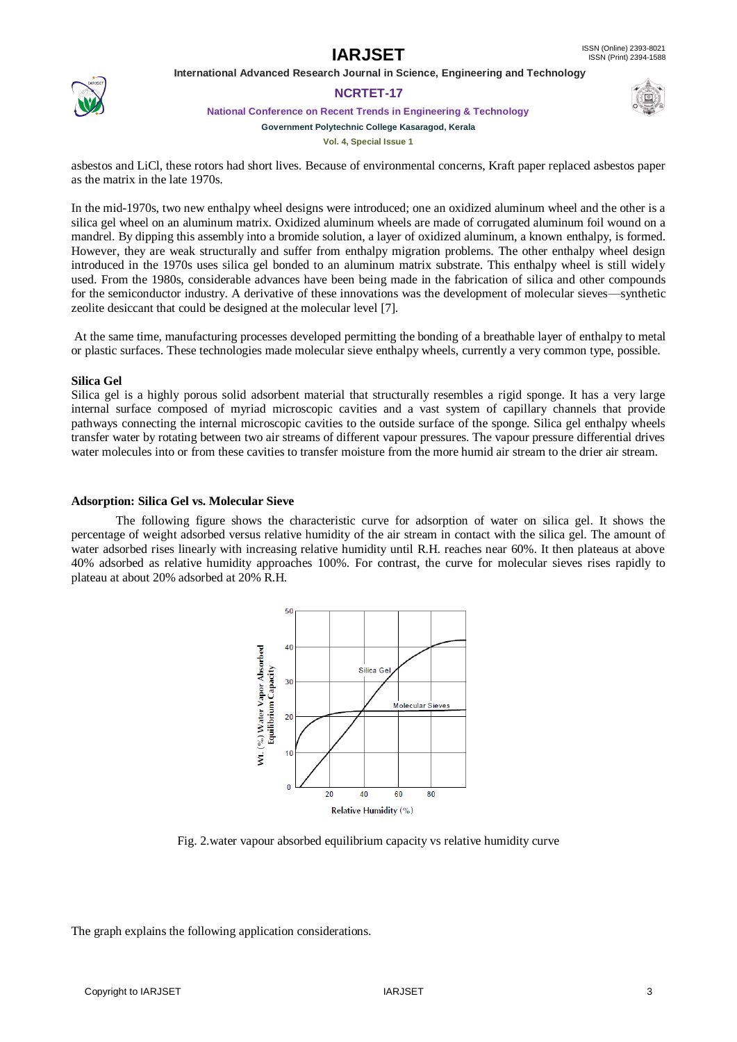asbestos and LiCl, these rotors had short lives. Because of environmental concerns, Kraft paper replaced asbestos paper as the matrix in the late 1970s.

In the mid-1970s, two new enthalpy wheel designs were introduced; one an oxidized aluminum wheel and the other is a silica gel wheel on an aluminum matrix. Oxidized aluminum wheels are made of corrugated aluminum foil wound on a mandrel. By dipping this assembly into a bromide solution, a layer of oxidized aluminum, a known enthalpy, is formed. However, they are weak structurally and suffer from enthalpy migration problems. The other enthalpy wheel design introduced in the 1970s uses silica gel bonded to an aluminum matrix substrate. This enthalpy wheel is still widely used. From the 1980s, considerable advances have been being made in the fabrication of silica and other compounds for the semiconductor industry. A derivative of these innovations was the development of molecular sieves—synthetic zeolite desiccant that could be designed at the molecular level [7].

At the same time, manufacturing processes developed permitting the bonding of a breathable layer of enthalpy to metal or plastic surfaces. These technologies made molecular sieve enthalpy wheels, currently a very common type, possible.

**Silica Gel**

Silica gel is a highly porous solid adsorbent material that structurally resembles a rigid sponge. It has a very large internal surface composed of myriad microscopic cavities and a vast system of capillary channels that provide pathways connecting the internal microscopic cavities to the outside surface of the sponge. Silica gel enthalpy wheels transfer water by rotating between two air streams of different vapour pressures. The vapour pressure differential drives water molecules into or from these cavities to transfer moisture from the more humid air stream to the drier air stream.

**Adsorption: Silica Gel vs. Molecular Sieve**

The following figure shows the characteristic curve for adsorption of water on silica gel. It shows the percentage of weight adsorbed versus relative humidity of the air stream in contact with the silica gel. The amount of water adsorbed rises linearly with increasing relative humidity until R.H. reaches near 60%. It then plateaus at above 40% adsorbed as relative humidity approaches 100%. For contrast, the curve for molecular sieves rises rapidly to plateau at about 20% adsorbed at 20% R.H.

Fig. 2.water vapour absorbed equilibrium capacity vs relative humidity curve

The graph explains the following application considerations.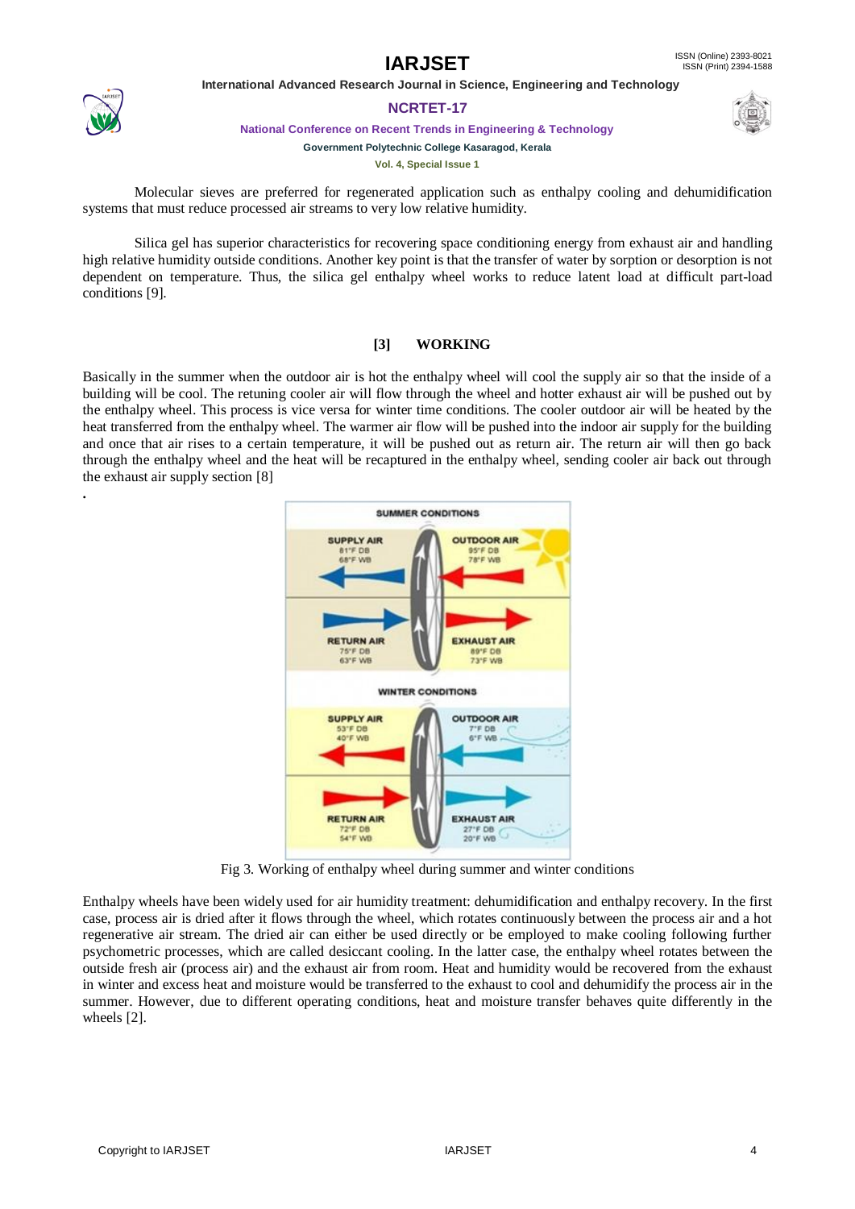Molecular sieves are preferred for regenerated application such as enthalpy cooling and dehumidification systems that must reduce processed air streams to very low relative humidity.

Silica gel has superior characteristics for recovering space conditioning energy from exhaust air and handling high relative humidity outside conditions. Another key point is that the transfer of water by sorption or desorption is not dependent on temperature. Thus, the silica gel enthalpy wheel works to reduce latent load at difficult part-load conditions [9].

## [3] WORKING

Basically in the summer when the outdoor air is hot the enthalpy wheel will cool the supply air so that the inside of a building will be cool. The retuning cooler air will flow through the wheel and hotter exhaust air will be pushed out by the enthalpy wheel. This process is vice versa for winter time conditions. The cooler outdoor air will be heated by the heat transferred from the enthalpy wheel. The warmer air flow will be pushed into the indoor air supply for the building and once that air rises to a certain temperature, it will be pushed out as return air. The return air will then go back through the enthalpy wheel and the heat will be recaptured in the enthalpy wheel, sending cooler air back out through the exhaust air supply section [8]

.

Fig 3. Working of enthalpy wheel during summer and winter conditions

Enthalpy wheels have been widely used for air humidity treatment: dehumidification and enthalpy recovery. In the first case, process air is dried after it flows through the wheel, which rotates continuously between the process air and a hot regenerative air stream. The dried air can either be used directly or be employed to make cooling following further psychometric processes, which are called desiccant cooling. In the latter case, the enthalpy wheel rotates between the outside fresh air (process air) and the exhaust air from room. Heat and humidity would be recovered from the exhaust in winter and excess heat and moisture would be transferred to the exhaust to cool and dehumidify the process air in the summer. However, due to different operating conditions, heat and moisture transfer behaves quite differently in the wheels [2].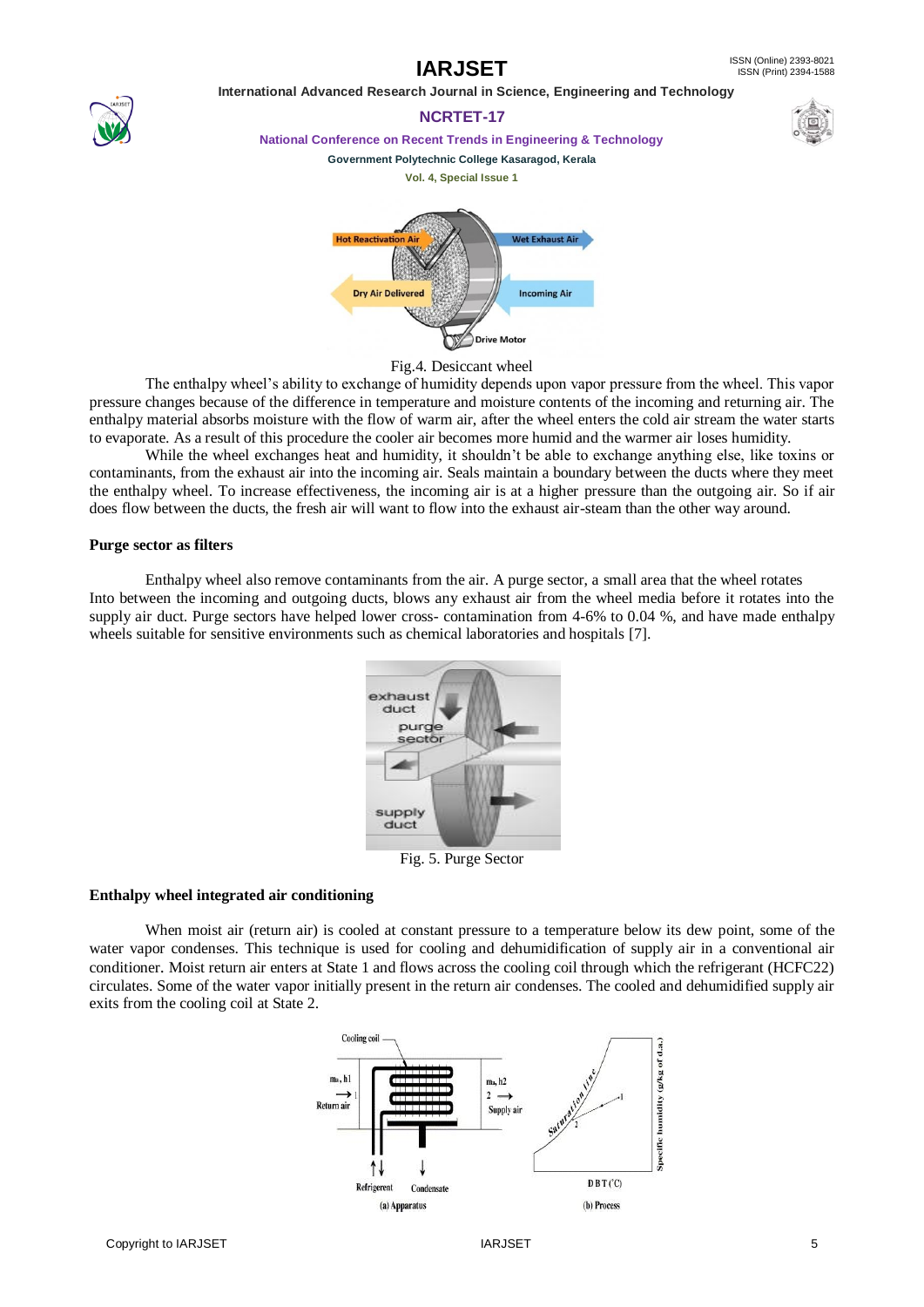Fig.4. Desiccant wheel

The enthalpy wheel's ability to exchange of humidity depends upon vapor pressure from the wheel. This vapor pressure changes because of the difference in temperature and moisture contents of the incoming and returning air. The enthalpy material absorbs moisture with the flow of warm air, after the wheel enters the cold air stream the water starts to evaporate. As a result of this procedure the cooler air becomes more humid and the warmer air loses humidity.

While the wheel exchanges heat and humidity, it shouldn't be able to exchange anything else, like toxins or contaminants, from the exhaust air into the incoming air. Seals maintain a boundary between the ducts where they meet the enthalpy wheel. To increase effectiveness, the incoming air is at a higher pressure than the outgoing air. So if air does flow between the ducts, the fresh air will want to flow into the exhaust air-steam than the other way around.

**Purge sector as filters**

Enthalpy wheel also remove contaminants from the air. A purge sector, a small area that the wheel rotates Into between the incoming and outgoing ducts, blows any exhaust air from the wheel media before it rotates into the supply air duct. Purge sectors have helped lower cross- contamination from 4-6% to 0.04 %, and have made enthalpy wheels suitable for sensitive environments such as chemical laboratories and hospitals [7].

Fig. 5. Purge Sector

**Enthalpy wheel integrated air conditioning**

When moist air (return air) is cooled at constant pressure to a temperature below its dew point, some of the water vapor condenses. This technique is used for cooling and dehumidification of supply air in a conventional air conditioner. Moist return air enters at State 1 and flows across the cooling coil through which the refrigerant (HCFC22) circulates. Some of the water vapor initially present in the return air condenses. The cooled and dehumidified supply air exits from the cooling coil at State 2.

(a) Apparatus (b) Process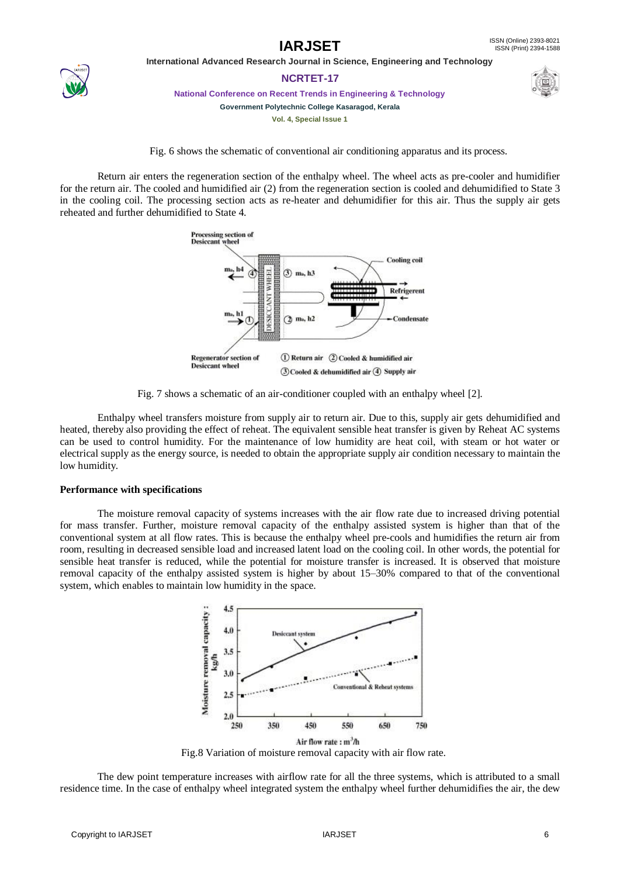Fig. 6 shows the schematic of conventional air conditioning apparatus and its process.

Return air enters the regeneration section of the enthalpy wheel. The wheel acts as pre-cooler and humidifier for the return air. The cooled and humidified air (2) from the regeneration section is cooled and dehumidified to State 3 in the cooling coil. The processing section acts as re-heater and dehumidifier for this air. Thus the supply air gets reheated and further dehumidified to State 4.

Fig. 7 shows a schematic of an air-conditioner coupled with an enthalpy wheel [2].

Enthalpy wheel transfers moisture from supply air to return air. Due to this, supply air gets dehumidified and heated, thereby also providing the effect of reheat. The equivalent sensible heat transfer is given by Reheat AC systems can be used to control humidity. For the maintenance of low humidity are heat coil, with steam or hot water or electrical supply as the energy source, is needed to obtain the appropriate supply air condition necessary to maintain the low humidity.

**Performance with specifications**

The moisture removal capacity of systems increases with the air flow rate due to increased driving potential for mass transfer. Further, moisture removal capacity of the enthalpy assisted system is higher than that of the conventional system at all flow rates. This is because the enthalpy wheel pre-cools and humidifies the return air from room, resulting in decreased sensible load and increased latent load on the cooling coil. In other words, the potential for sensible heat transfer is reduced, while the potential for moisture transfer is increased. It is observed that moisture removal capacity of the enthalpy assisted system is higher by about 15–30% compared to that of the conventional system, which enables to maintain low humidity in the space.

Fig.8 Variation of moisture removal capacity with air flow rate.

The dew point temperature increases with airflow rate for all the three systems, which is attributed to a small residence time. In the case of enthalpy wheel integrated system the enthalpy wheel further dehumidifies the air, the dew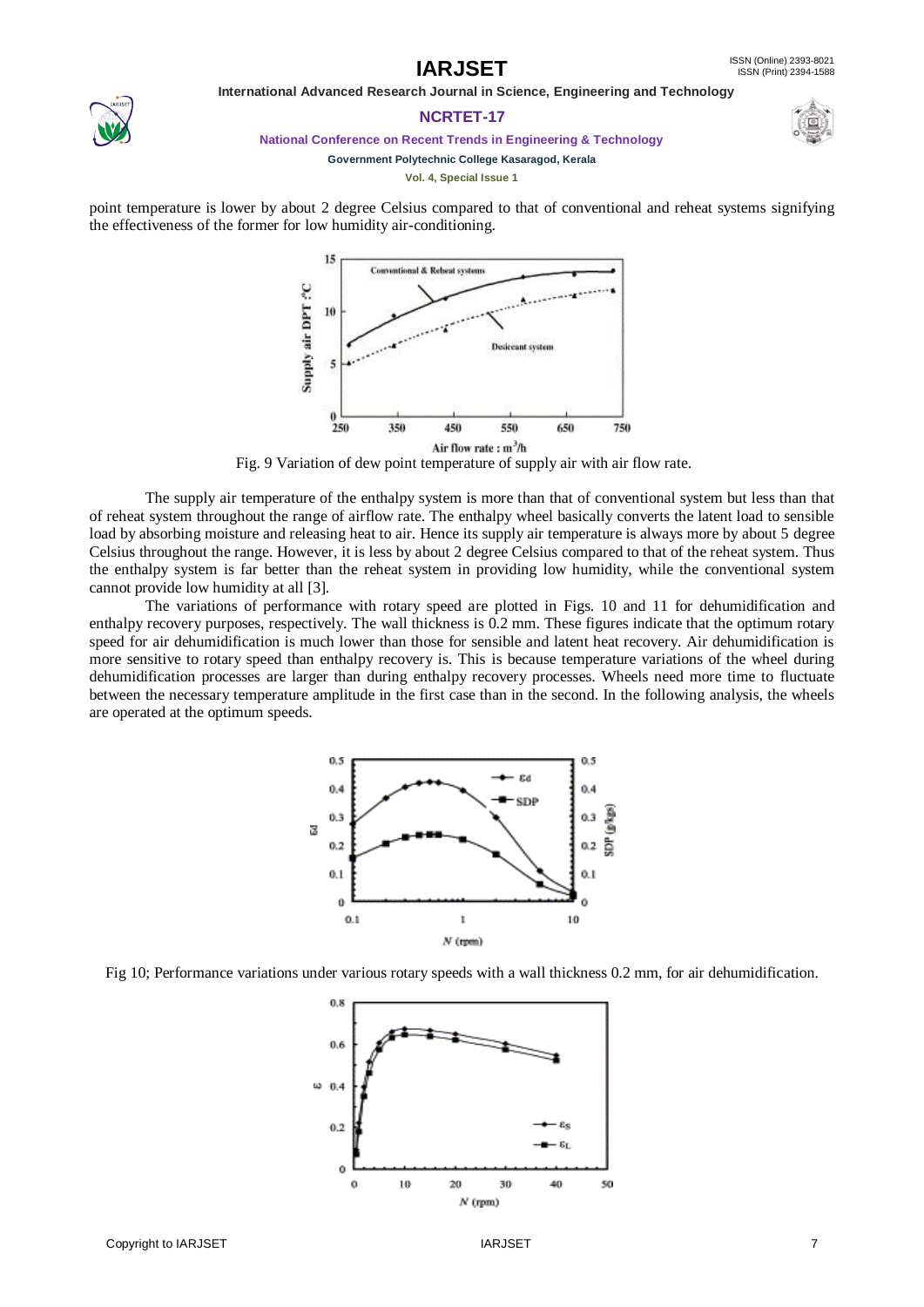point temperature is lower by about 2 degree Celsius compared to that of conventional and reheat systems signifying the effectiveness of the former for low humidity air-conditioning.

Fig. 9 Variation of dew point temperature of supply air with air flow rate.

The supply air temperature of the enthalpy system is more than that of conventional system but less than that of reheat system throughout the range of airflow rate. The enthalpy wheel basically converts the latent load to sensible load by absorbing moisture and releasing heat to air. Hence its supply air temperature is always more by about 5 degree Celsius throughout the range. However, it is less by about 2 degree Celsius compared to that of the reheat system. Thus the enthalpy system is far better than the reheat system in providing low humidity, while the conventional system cannot provide low humidity at all [3].

The variations of performance with rotary speed are plotted in Figs. 10 and 11 for dehumidification and enthalpy recovery purposes, respectively. The wall thickness is 0.2 mm. These figures indicate that the optimum rotary speed for air dehumidification is much lower than those for sensible and latent heat recovery. Air dehumidification is more sensitive to rotary speed than enthalpy recovery is. This is because temperature variations of the wheel during dehumidification processes are larger than during enthalpy recovery processes. Wheels need more time to fluctuate between the necessary temperature amplitude in the first case than in the second. In the following analysis, the wheels are operated at the optimum speeds.

Fig 10; Performance variations under various rotary speeds with a wall thickness 0.2 mm, for air dehumidification.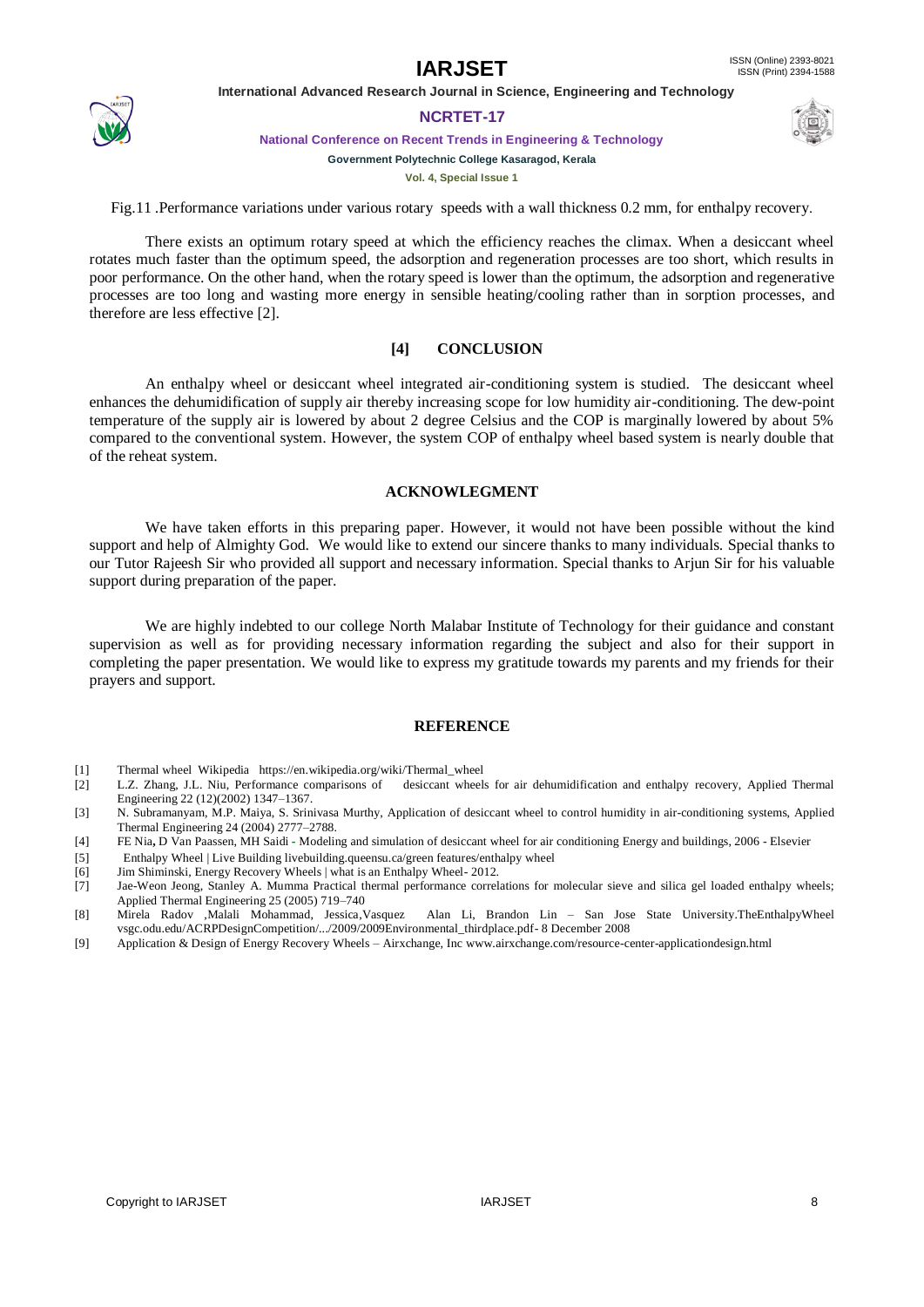Fig.11 .Performance variations under various rotary speeds with a wall thickness 0.2 mm, for enthalpy recovery.

There exists an optimum rotary speed at which the efficiency reaches the climax. When a desiccant wheel rotates much faster than the optimum speed, the adsorption and regeneration processes are too short, which results in poor performance. On the other hand, when the rotary speed is lower than the optimum, the adsorption and regenerative processes are too long and wasting more energy in sensible heating/cooling rather than in sorption processes, and therefore are less effective [2].

## [4] CONCLUSION

An enthalpy wheel or desiccant wheel integrated air-conditioning system is studied. The desiccant wheel enhances the dehumidification of supply air thereby increasing scope for low humidity air-conditioning. The dew-point temperature of the supply air is lowered by about 2 degree Celsius and the COP is marginally lowered by about 5% compared to the conventional system. However, the system COP of enthalpy wheel based system is nearly double that of the reheat system.

## ACKNOWLEGMENT

We have taken efforts in this preparing paper. However, it would not have been possible without the kind support and help of Almighty God. We would like to extend our sincere thanks to many individuals. Special thanks to our Tutor Rajeesh Sir who provided all support and necessary information. Special thanks to Arjun Sir for his valuable support during preparation of the paper.

We are highly indebted to our college North Malabar Institute of Technology for their guidance and constant supervision as well as for providing necessary information regarding the subject and also for their support in completing the paper presentation. We would like to express my gratitude towards my parents and my friends for their prayers and support.

## REFERENCE

[1] Thermal wheel Wikipedia https://en.wikipedia.org/wiki/Thermal_wheel

[2] L.Z. Zhang, J.L. Niu, Performance comparisons of desiccant wheels for air dehumidification and enthalpy recovery, Applied Thermal Engineering 22 (12)(2002) 1347–1367.

[3] N. Subramanyam, M.P. Maiya, S. Srinivasa Murthy, Application of desiccant wheel to control humidity in air-conditioning systems, Applied Thermal Engineering 24 (2004) 2777–2788.

[4] FE Nia**,** D Van Paassen, MH Saidi - Modeling and simulation of desiccant wheel for air conditioning Energy and buildings, 2006 - Elsevier

[5] Enthalpy Wheel | Live Building livebuilding.queensu.ca/green features/enthalpy wheel

[6] Jim Shiminski, Energy Recovery Wheels | what is an Enthalpy Wheel- 2012.

[7] Jae-Weon Jeong, Stanley A. Mumma Practical thermal performance correlations for molecular sieve and silica gel loaded enthalpy wheels; Applied Thermal Engineering 25 (2005) 719–740

[8] Mirela Radov ,Malali Mohammad, Jessica,Vasquez Alan Li, Brandon Lin – San Jose State University.TheEnthalpyWheel vsgc.odu.edu/ACRPDesignCompetition/.../2009/2009Environmental_thirdplace.pdf- 8 December 2008

[9] Application & Design of Energy Recovery Wheels – Airxchange, Inc www.airxchange.com/resource-center-applicationdesign.html